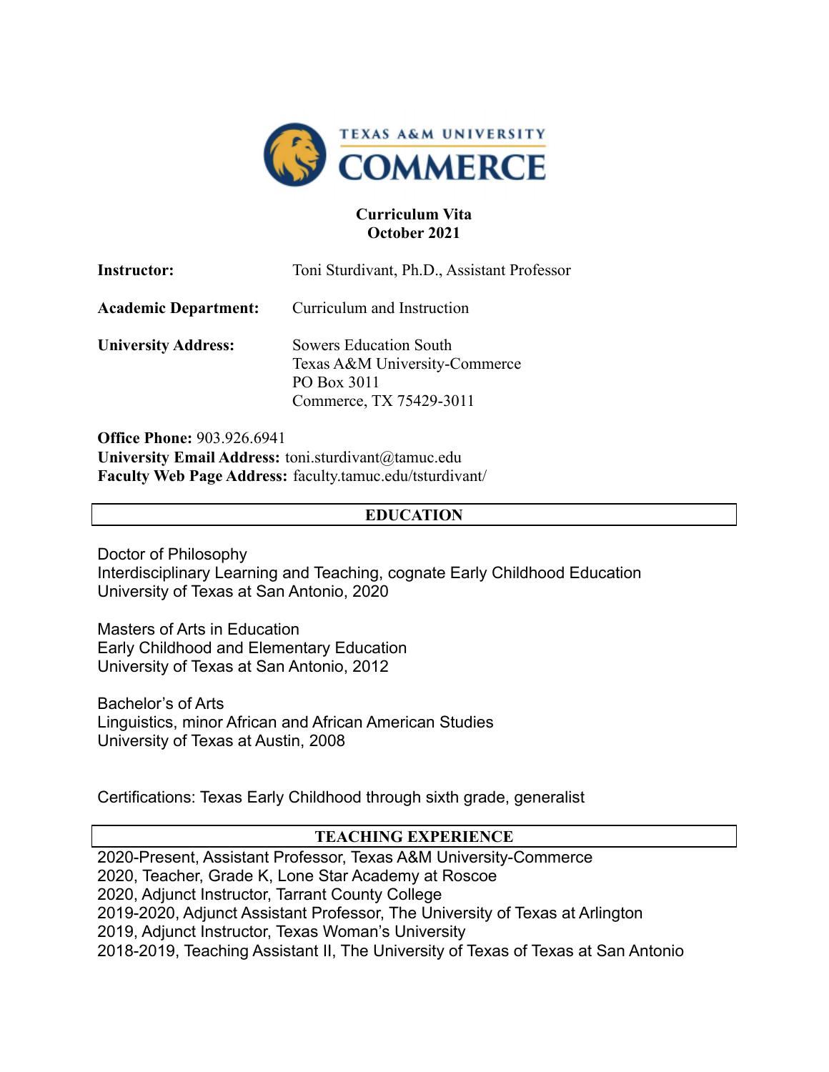TEXAS A&M UNIVERSITY
COMMERCE

**Curriculum Vita**
**October 2021**

**Instructor:** Toni Sturdivant, Ph.D., Assistant Professor

**Academic Department:** Curriculum and Instruction

**University Address:** Sowers Education South
Texas A&M University-Commerce
PO Box 3011
Commerce, TX 75429-3011

**Office Phone:** 903.926.6941
**University Email Address:** toni.sturdivant@tamuc.edu
**Faculty Web Page Address:** faculty.tamuc.edu/tsturdivant/

## EDUCATION

Doctor of Philosophy
Interdisciplinary Learning and Teaching, cognate Early Childhood Education
University of Texas at San Antonio, 2020

Masters of Arts in Education
Early Childhood and Elementary Education
University of Texas at San Antonio, 2012

Bachelor's of Arts
Linguistics, minor African and African American Studies
University of Texas at Austin, 2008

Certifications: Texas Early Childhood through sixth grade, generalist

## TEACHING EXPERIENCE

2020-Present, Assistant Professor, Texas A&M University-Commerce
2020, Teacher, Grade K, Lone Star Academy at Roscoe
2020, Adjunct Instructor, Tarrant County College
2019-2020, Adjunct Assistant Professor, The University of Texas at Arlington
2019, Adjunct Instructor, Texas Woman's University
2018-2019, Teaching Assistant II, The University of Texas of Texas at San Antonio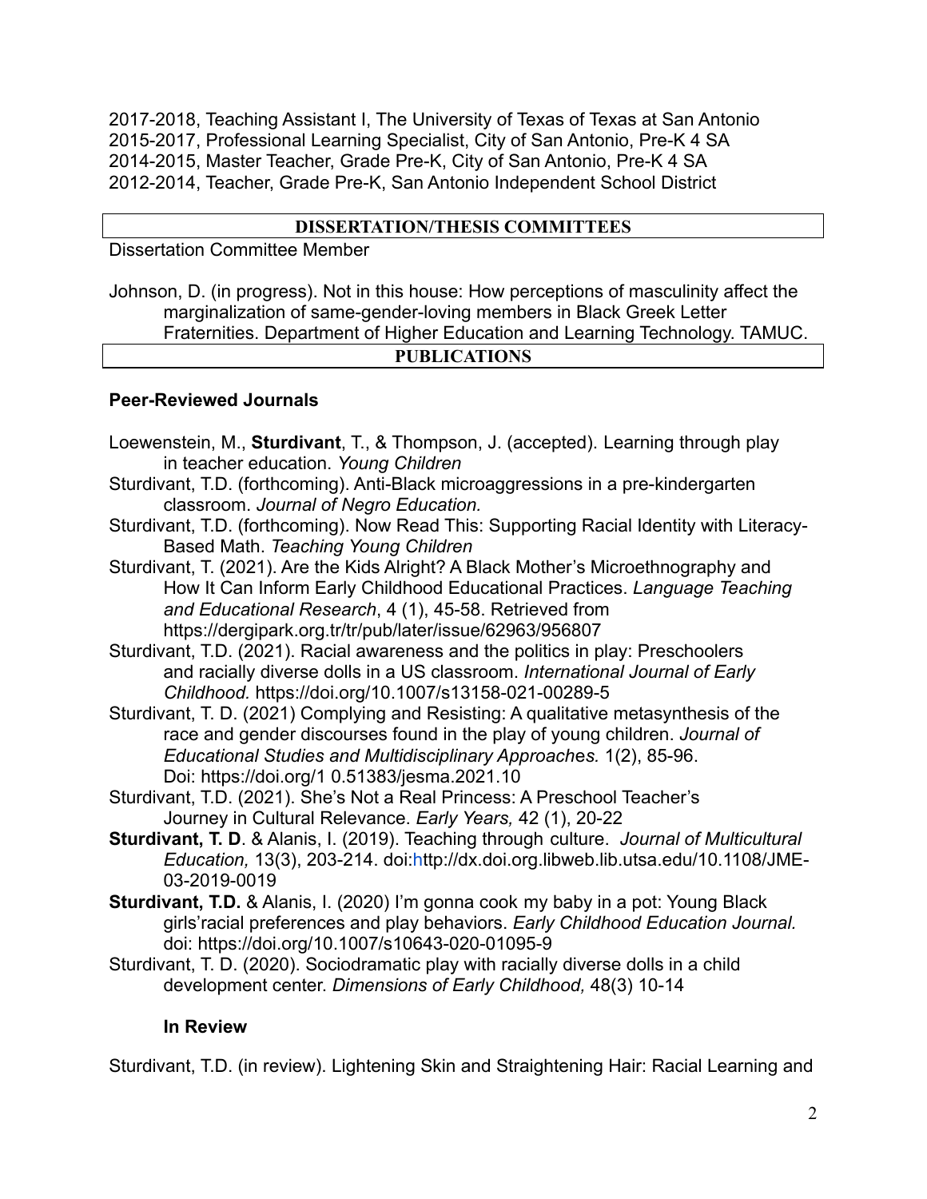2017-2018, Teaching Assistant I, The University of Texas of Texas at San Antonio
2015-2017, Professional Learning Specialist, City of San Antonio, Pre-K 4 SA
2014-2015, Master Teacher, Grade Pre-K, City of San Antonio, Pre-K 4 SA
2012-2014, Teacher, Grade Pre-K, San Antonio Independent School District

## DISSERTATION/THESIS COMMITTEES

Dissertation Committee Member

Johnson, D. (in progress). Not in this house: How perceptions of masculinity affect the marginalization of same-gender-loving members in Black Greek Letter Fraternities. Department of Higher Education and Learning Technology. TAMUC.

## PUBLICATIONS

### Peer-Reviewed Journals

Loewenstein, M., **Sturdivant**, T., & Thompson, J. (accepted). Learning through play in teacher education. *Young Children*

Sturdivant, T.D. (forthcoming). Anti-Black microaggressions in a pre-kindergarten classroom. *Journal of Negro Education.*

Sturdivant, T.D. (forthcoming). Now Read This: Supporting Racial Identity with Literacy-Based Math. *Teaching Young Children*

Sturdivant, T. (2021). Are the Kids Alright? A Black Mother's Microethnography and How It Can Inform Early Childhood Educational Practices. *Language Teaching and Educational Research*, 4 (1), 45-58. Retrieved from https://dergipark.org.tr/tr/pub/later/issue/62963/956807

Sturdivant, T.D. (2021). Racial awareness and the politics in play: Preschoolers and racially diverse dolls in a US classroom. *International Journal of Early Childhood.* https://doi.org/10.1007/s13158-021-00289-5

Sturdivant, T. D. (2021) Complying and Resisting: A qualitative metasynthesis of the race and gender discourses found in the play of young children. *Journal of Educational Studies and Multidisciplinary Approaches.* 1(2), 85-96. Doi: https://doi.org/1 0.51383/jesma.2021.10

Sturdivant, T.D. (2021). She's Not a Real Princess: A Preschool Teacher's Journey in Cultural Relevance. *Early Years,* 42 (1), 20-22

**Sturdivant, T. D**. & Alanis, I. (2019). Teaching through culture. *Journal of Multicultural Education,* 13(3), 203-214. doi:http://dx.doi.org.libweb.lib.utsa.edu/10.1108/JME-03-2019-0019

**Sturdivant, T.D.** & Alanis, I. (2020) I'm gonna cook my baby in a pot: Young Black girls'racial preferences and play behaviors. *Early Childhood Education Journal.* doi: https://doi.org/10.1007/s10643-020-01095-9

Sturdivant, T. D. (2020). Sociodramatic play with racially diverse dolls in a child development center. *Dimensions of Early Childhood,* 48(3) 10-14

### In Review

Sturdivant, T.D. (in review). Lightening Skin and Straightening Hair: Racial Learning and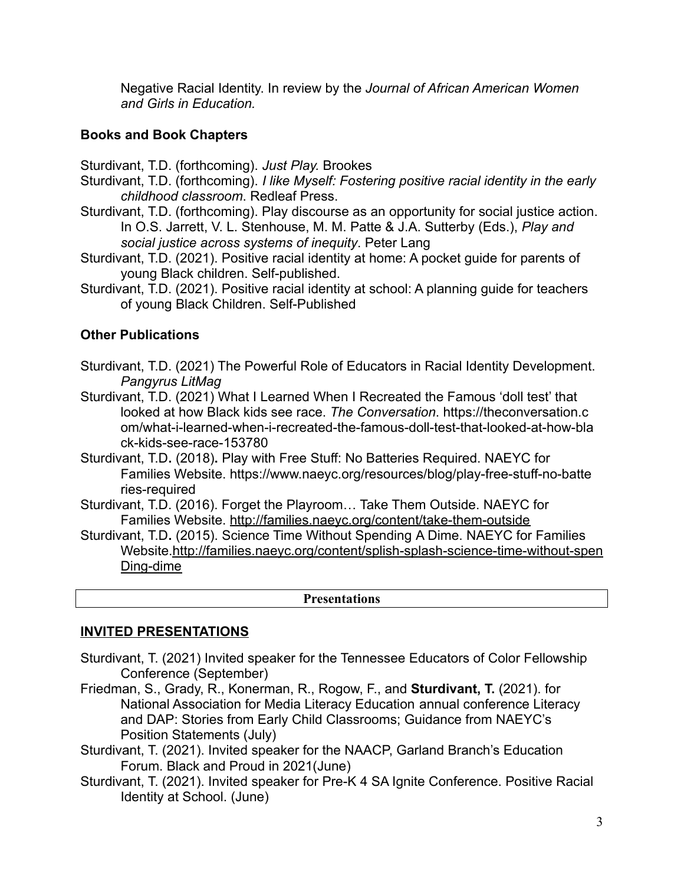Negative Racial Identity. In review by the *Journal of African American Women and Girls in Education.*

### Books and Book Chapters

Sturdivant, T.D. (forthcoming). *Just Play.* Brookes

Sturdivant, T.D. (forthcoming). *I like Myself: Fostering positive racial identity in the early childhood classroom*. Redleaf Press.

Sturdivant, T.D. (forthcoming). Play discourse as an opportunity for social justice action. In O.S. Jarrett, V. L. Stenhouse, M. M. Patte & J.A. Sutterby (Eds.), *Play and social justice across systems of inequity*. Peter Lang

Sturdivant, T.D. (2021). Positive racial identity at home: A pocket guide for parents of young Black children. Self-published.

Sturdivant, T.D. (2021). Positive racial identity at school: A planning guide for teachers of young Black Children. Self-Published

### Other Publications

Sturdivant, T.D. (2021) The Powerful Role of Educators in Racial Identity Development. *Pangyrus LitMag*

Sturdivant, T.D. (2021) What I Learned When I Recreated the Famous 'doll test' that looked at how Black kids see race. *The Conversation*. https://theconversation.com/what-i-learned-when-i-recreated-the-famous-doll-test-that-looked-at-how-black-kids-see-race-153780

Sturdivant, T.D**.** (2018)**.** Play with Free Stuff: No Batteries Required. NAEYC for Families Website. https://www.naeyc.org/resources/blog/play-free-stuff-no-batteries-required

Sturdivant, T.D. (2016). Forget the Playroom… Take Them Outside. NAEYC for Families Website. http://families.naeyc.org/content/take-them-outside

Sturdivant, T.D**.** (2015). Science Time Without Spending A Dime. NAEYC for Families Website.http://families.naeyc.org/content/splish-splash-science-time-without-spenDing-dime

## Presentations

### INVITED PRESENTATIONS

Sturdivant, T. (2021) Invited speaker for the Tennessee Educators of Color Fellowship Conference (September)

Friedman, S., Grady, R., Konerman, R., Rogow, F., and **Sturdivant, T.** (2021). for National Association for Media Literacy Education annual conference Literacy and DAP: Stories from Early Child Classrooms; Guidance from NAEYC's Position Statements (July)

Sturdivant, T. (2021). Invited speaker for the NAACP, Garland Branch's Education Forum. Black and Proud in 2021(June)

Sturdivant, T. (2021). Invited speaker for Pre-K 4 SA Ignite Conference. Positive Racial Identity at School. (June)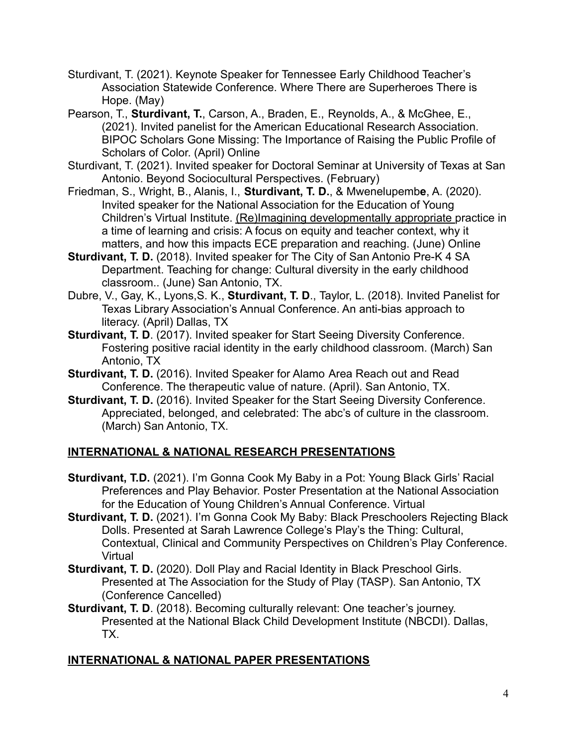Sturdivant, T. (2021). Keynote Speaker for Tennessee Early Childhood Teacher's Association Statewide Conference. Where There are Superheroes There is Hope. (May)

Pearson, T., **Sturdivant, T.**, Carson, A., Braden, E., Reynolds, A., & McGhee, E., (2021). Invited panelist for the American Educational Research Association. BIPOC Scholars Gone Missing: The Importance of Raising the Public Profile of Scholars of Color. (April) Online

Sturdivant, T. (2021). Invited speaker for Doctoral Seminar at University of Texas at San Antonio. Beyond Sociocultural Perspectives. (February)

Friedman, S., Wright, B., Alanis, I., **Sturdivant, T. D.**, & Mwenelupemb**e**, A. (2020). Invited speaker for the National Association for the Education of Young Children's Virtual Institute. (Re)Imagining developmentally appropriate practice in a time of learning and crisis: A focus on equity and teacher context, why it matters, and how this impacts ECE preparation and reaching. (June) Online

**Sturdivant, T. D.** (2018). Invited speaker for The City of San Antonio Pre-K 4 SA Department. Teaching for change: Cultural diversity in the early childhood classroom.. (June) San Antonio, TX.

Dubre, V., Gay, K., Lyons,S. K., **Sturdivant, T. D**., Taylor, L. (2018). Invited Panelist for Texas Library Association's Annual Conference. An anti-bias approach to literacy. (April) Dallas, TX

**Sturdivant, T. D**. (2017). Invited speaker for Start Seeing Diversity Conference. Fostering positive racial identity in the early childhood classroom. (March) San Antonio, TX

**Sturdivant, T. D.** (2016). Invited Speaker for Alamo Area Reach out and Read Conference. The therapeutic value of nature. (April). San Antonio, TX.

**Sturdivant, T. D.** (2016). Invited Speaker for the Start Seeing Diversity Conference. Appreciated, belonged, and celebrated: The abc's of culture in the classroom. (March) San Antonio, TX.

## INTERNATIONAL & NATIONAL RESEARCH PRESENTATIONS

**Sturdivant, T.D.** (2021). I'm Gonna Cook My Baby in a Pot: Young Black Girls' Racial Preferences and Play Behavior. Poster Presentation at the National Association for the Education of Young Children's Annual Conference. Virtual

**Sturdivant, T. D.** (2021). I'm Gonna Cook My Baby: Black Preschoolers Rejecting Black Dolls. Presented at Sarah Lawrence College's Play's the Thing: Cultural, Contextual, Clinical and Community Perspectives on Children's Play Conference. Virtual

**Sturdivant, T. D.** (2020). Doll Play and Racial Identity in Black Preschool Girls. Presented at The Association for the Study of Play (TASP). San Antonio, TX (Conference Cancelled)

**Sturdivant, T. D**. (2018). Becoming culturally relevant: One teacher's journey. Presented at the National Black Child Development Institute (NBCDI). Dallas, TX.

## INTERNATIONAL & NATIONAL PAPER PRESENTATIONS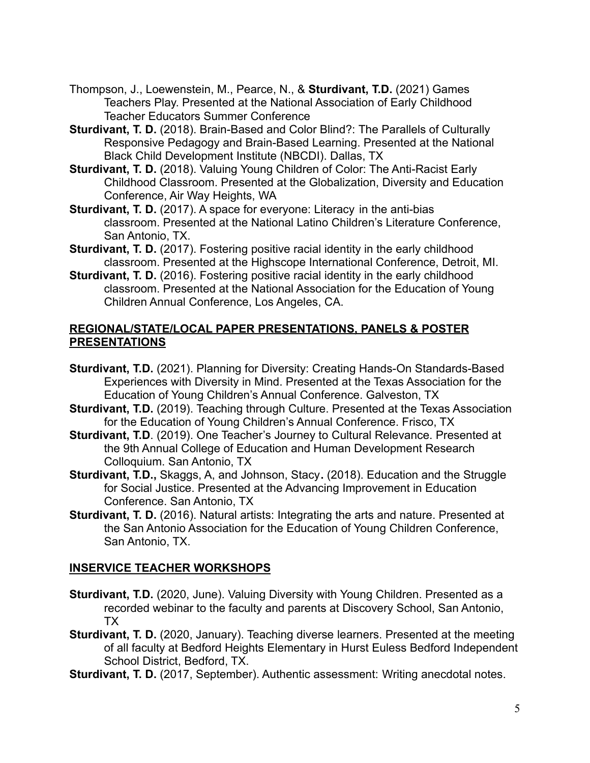Thompson, J., Loewenstein, M., Pearce, N., & **Sturdivant, T.D.** (2021) Games Teachers Play. Presented at the National Association of Early Childhood Teacher Educators Summer Conference

**Sturdivant, T. D.** (2018). Brain-Based and Color Blind?: The Parallels of Culturally Responsive Pedagogy and Brain-Based Learning. Presented at the National Black Child Development Institute (NBCDI). Dallas, TX

**Sturdivant, T. D.** (2018). Valuing Young Children of Color: The Anti-Racist Early Childhood Classroom. Presented at the Globalization, Diversity and Education Conference, Air Way Heights, WA

**Sturdivant, T. D.** (2017). A space for everyone: Literacy in the anti-bias classroom. Presented at the National Latino Children's Literature Conference, San Antonio, TX.

**Sturdivant, T. D.** (2017). Fostering positive racial identity in the early childhood classroom. Presented at the Highscope International Conference, Detroit, MI.

**Sturdivant, T. D.** (2016). Fostering positive racial identity in the early childhood classroom. Presented at the National Association for the Education of Young Children Annual Conference, Los Angeles, CA.

## REGIONAL/STATE/LOCAL PAPER PRESENTATIONS, PANELS & POSTER PRESENTATIONS

**Sturdivant, T.D.** (2021). Planning for Diversity: Creating Hands-On Standards-Based Experiences with Diversity in Mind. Presented at the Texas Association for the Education of Young Children's Annual Conference. Galveston, TX

**Sturdivant, T.D.** (2019). Teaching through Culture. Presented at the Texas Association for the Education of Young Children's Annual Conference. Frisco, TX

**Sturdivant, T.D**. (2019). One Teacher's Journey to Cultural Relevance. Presented at the 9th Annual College of Education and Human Development Research Colloquium. San Antonio, TX

**Sturdivant, T.D.,** Skaggs, A, and Johnson, Stacy**.** (2018). Education and the Struggle for Social Justice. Presented at the Advancing Improvement in Education Conference. San Antonio, TX

**Sturdivant, T. D.** (2016). Natural artists: Integrating the arts and nature. Presented at the San Antonio Association for the Education of Young Children Conference, San Antonio, TX.

## INSERVICE TEACHER WORKSHOPS

**Sturdivant, T.D.** (2020, June). Valuing Diversity with Young Children. Presented as a recorded webinar to the faculty and parents at Discovery School, San Antonio, TX

**Sturdivant, T. D.** (2020, January). Teaching diverse learners. Presented at the meeting of all faculty at Bedford Heights Elementary in Hurst Euless Bedford Independent School District, Bedford, TX.

**Sturdivant, T. D.** (2017, September). Authentic assessment: Writing anecdotal notes.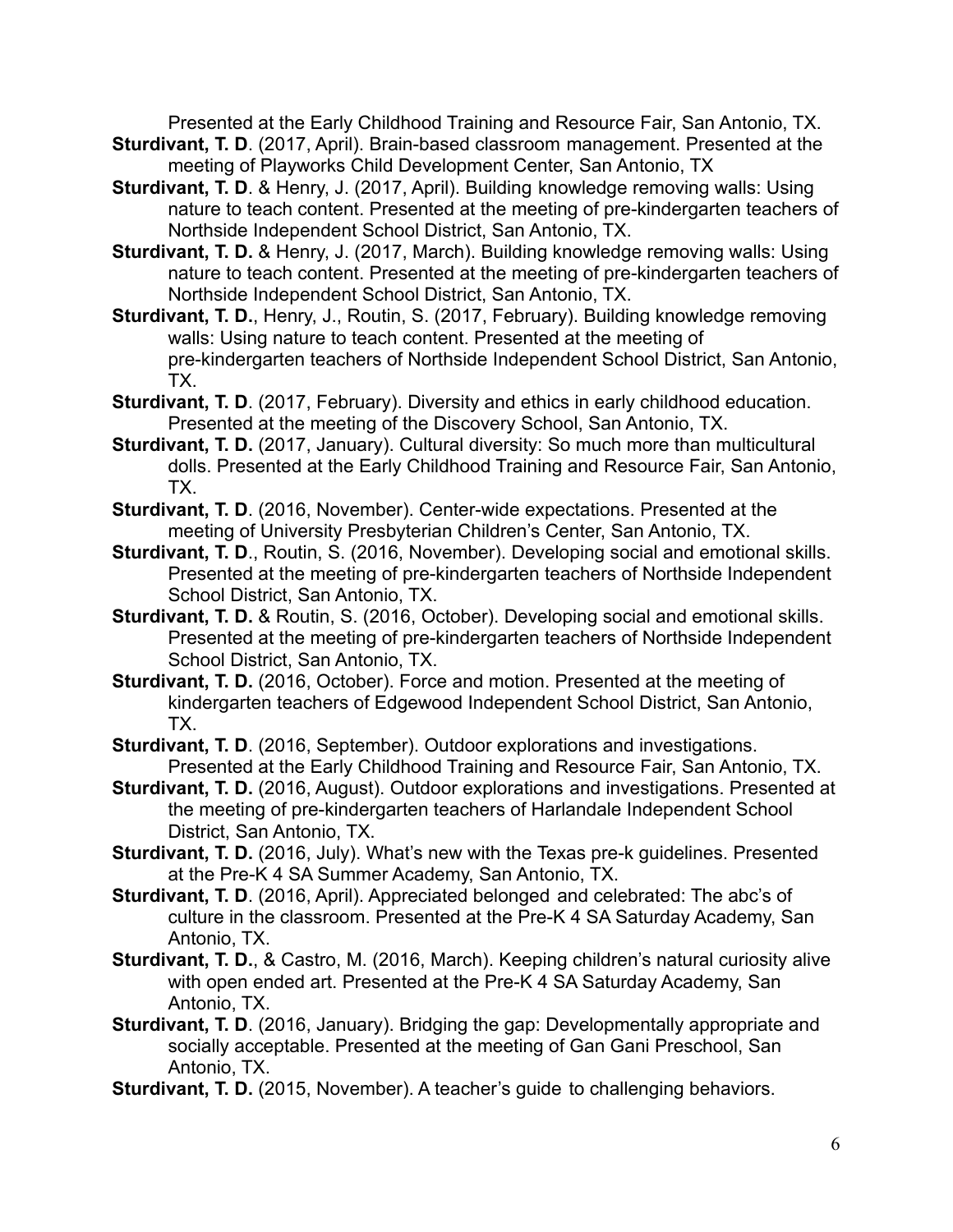Presented at the Early Childhood Training and Resource Fair, San Antonio, TX.

**Sturdivant, T. D**. (2017, April). Brain-based classroom management. Presented at the meeting of Playworks Child Development Center, San Antonio, TX

**Sturdivant, T. D**. & Henry, J. (2017, April). Building knowledge removing walls: Using nature to teach content. Presented at the meeting of pre-kindergarten teachers of Northside Independent School District, San Antonio, TX.

**Sturdivant, T. D.** & Henry, J. (2017, March). Building knowledge removing walls: Using nature to teach content. Presented at the meeting of pre-kindergarten teachers of Northside Independent School District, San Antonio, TX.

**Sturdivant, T. D.**, Henry, J., Routin, S. (2017, February). Building knowledge removing walls: Using nature to teach content. Presented at the meeting of pre-kindergarten teachers of Northside Independent School District, San Antonio, TX.

**Sturdivant, T. D**. (2017, February). Diversity and ethics in early childhood education. Presented at the meeting of the Discovery School, San Antonio, TX.

**Sturdivant, T. D.** (2017, January). Cultural diversity: So much more than multicultural dolls. Presented at the Early Childhood Training and Resource Fair, San Antonio, TX.

**Sturdivant, T. D**. (2016, November). Center-wide expectations. Presented at the meeting of University Presbyterian Children's Center, San Antonio, TX.

**Sturdivant, T. D**., Routin, S. (2016, November). Developing social and emotional skills. Presented at the meeting of pre-kindergarten teachers of Northside Independent School District, San Antonio, TX.

**Sturdivant, T. D.** & Routin, S. (2016, October). Developing social and emotional skills. Presented at the meeting of pre-kindergarten teachers of Northside Independent School District, San Antonio, TX.

**Sturdivant, T. D.** (2016, October). Force and motion. Presented at the meeting of kindergarten teachers of Edgewood Independent School District, San Antonio, TX.

**Sturdivant, T. D**. (2016, September). Outdoor explorations and investigations. Presented at the Early Childhood Training and Resource Fair, San Antonio, TX.

**Sturdivant, T. D.** (2016, August). Outdoor explorations and investigations. Presented at the meeting of pre-kindergarten teachers of Harlandale Independent School District, San Antonio, TX.

**Sturdivant, T. D.** (2016, July). What's new with the Texas pre-k guidelines. Presented at the Pre-K 4 SA Summer Academy, San Antonio, TX.

**Sturdivant, T. D**. (2016, April). Appreciated belonged and celebrated: The abc's of culture in the classroom. Presented at the Pre-K 4 SA Saturday Academy, San Antonio, TX.

**Sturdivant, T. D.**, & Castro, M. (2016, March). Keeping children's natural curiosity alive with open ended art. Presented at the Pre-K 4 SA Saturday Academy, San Antonio, TX.

**Sturdivant, T. D**. (2016, January). Bridging the gap: Developmentally appropriate and socially acceptable. Presented at the meeting of Gan Gani Preschool, San Antonio, TX.

**Sturdivant, T. D.** (2015, November). A teacher's guide to challenging behaviors.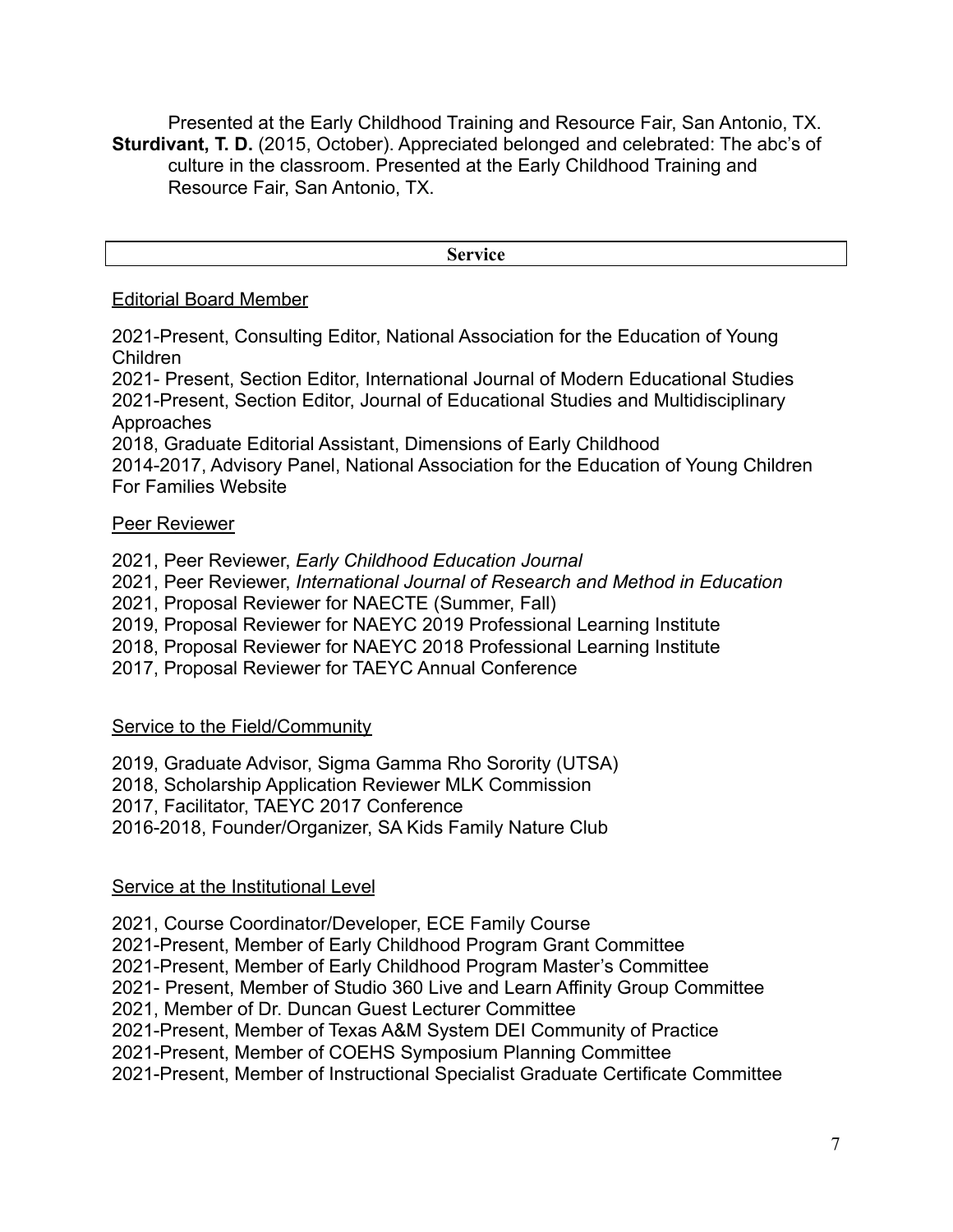Presented at the Early Childhood Training and Resource Fair, San Antonio, TX.

**Sturdivant, T. D.** (2015, October). Appreciated belonged and celebrated: The abc's of culture in the classroom. Presented at the Early Childhood Training and Resource Fair, San Antonio, TX.

## Service

### Editorial Board Member

2021-Present, Consulting Editor, National Association for the Education of Young Children

2021- Present, Section Editor, International Journal of Modern Educational Studies

2021-Present, Section Editor, Journal of Educational Studies and Multidisciplinary Approaches

2018, Graduate Editorial Assistant, Dimensions of Early Childhood

2014-2017, Advisory Panel, National Association for the Education of Young Children For Families Website

### Peer Reviewer

2021, Peer Reviewer, *Early Childhood Education Journal*

2021, Peer Reviewer, *International Journal of Research and Method in Education*

2021, Proposal Reviewer for NAECTE (Summer, Fall)

2019, Proposal Reviewer for NAEYC 2019 Professional Learning Institute

2018, Proposal Reviewer for NAEYC 2018 Professional Learning Institute

2017, Proposal Reviewer for TAEYC Annual Conference

### Service to the Field/Community

2019, Graduate Advisor, Sigma Gamma Rho Sorority (UTSA)

2018, Scholarship Application Reviewer MLK Commission

2017, Facilitator, TAEYC 2017 Conference

2016-2018, Founder/Organizer, SA Kids Family Nature Club

### Service at the Institutional Level

2021, Course Coordinator/Developer, ECE Family Course

2021-Present, Member of Early Childhood Program Grant Committee

2021-Present, Member of Early Childhood Program Master's Committee

2021- Present, Member of Studio 360 Live and Learn Affinity Group Committee

2021, Member of Dr. Duncan Guest Lecturer Committee

2021-Present, Member of Texas A&M System DEI Community of Practice

2021-Present, Member of COEHS Symposium Planning Committee

2021-Present, Member of Instructional Specialist Graduate Certificate Committee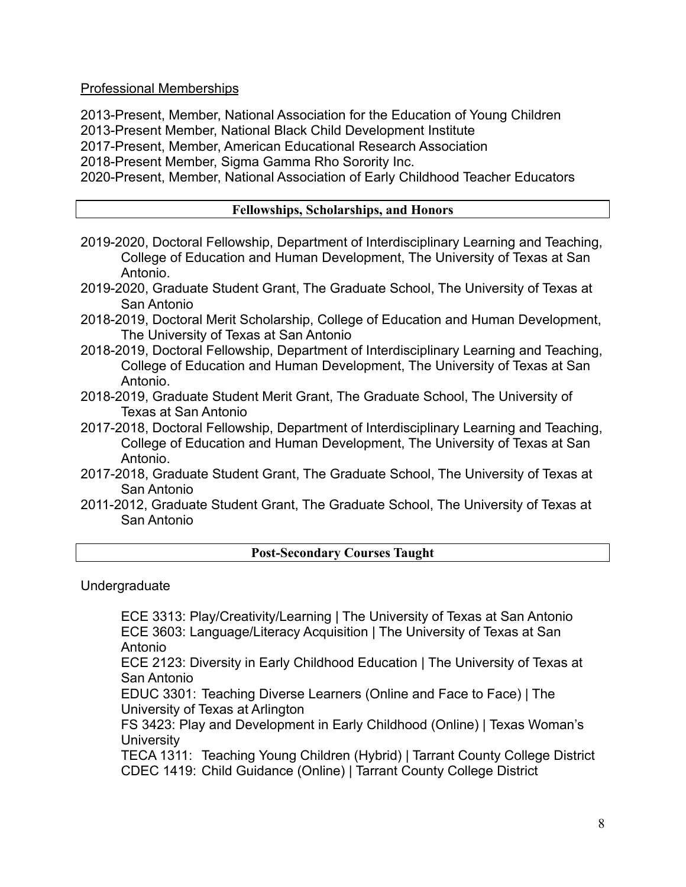### Professional Memberships

2013-Present, Member, National Association for the Education of Young Children
2013-Present Member, National Black Child Development Institute
2017-Present, Member, American Educational Research Association
2018-Present Member, Sigma Gamma Rho Sorority Inc.
2020-Present, Member, National Association of Early Childhood Teacher Educators

## Fellowships, Scholarships, and Honors

- 2019-2020, Doctoral Fellowship, Department of Interdisciplinary Learning and Teaching, College of Education and Human Development, The University of Texas at San Antonio.
- 2019-2020, Graduate Student Grant, The Graduate School, The University of Texas at San Antonio
- 2018-2019, Doctoral Merit Scholarship, College of Education and Human Development, The University of Texas at San Antonio
- 2018-2019, Doctoral Fellowship, Department of Interdisciplinary Learning and Teaching, College of Education and Human Development, The University of Texas at San Antonio.
- 2018-2019, Graduate Student Merit Grant, The Graduate School, The University of Texas at San Antonio
- 2017-2018, Doctoral Fellowship, Department of Interdisciplinary Learning and Teaching, College of Education and Human Development, The University of Texas at San Antonio.
- 2017-2018, Graduate Student Grant, The Graduate School, The University of Texas at San Antonio
- 2011-2012, Graduate Student Grant, The Graduate School, The University of Texas at San Antonio

## Post-Secondary Courses Taught

Undergraduate

- ECE 3313: Play/Creativity/Learning | The University of Texas at San Antonio
- ECE 3603: Language/Literacy Acquisition | The University of Texas at San Antonio
- ECE 2123: Diversity in Early Childhood Education | The University of Texas at San Antonio
- EDUC 3301: Teaching Diverse Learners (Online and Face to Face) | The University of Texas at Arlington
- FS 3423: Play and Development in Early Childhood (Online) | Texas Woman's University
- TECA 1311: Teaching Young Children (Hybrid) | Tarrant County College District
- CDEC 1419: Child Guidance (Online) | Tarrant County College District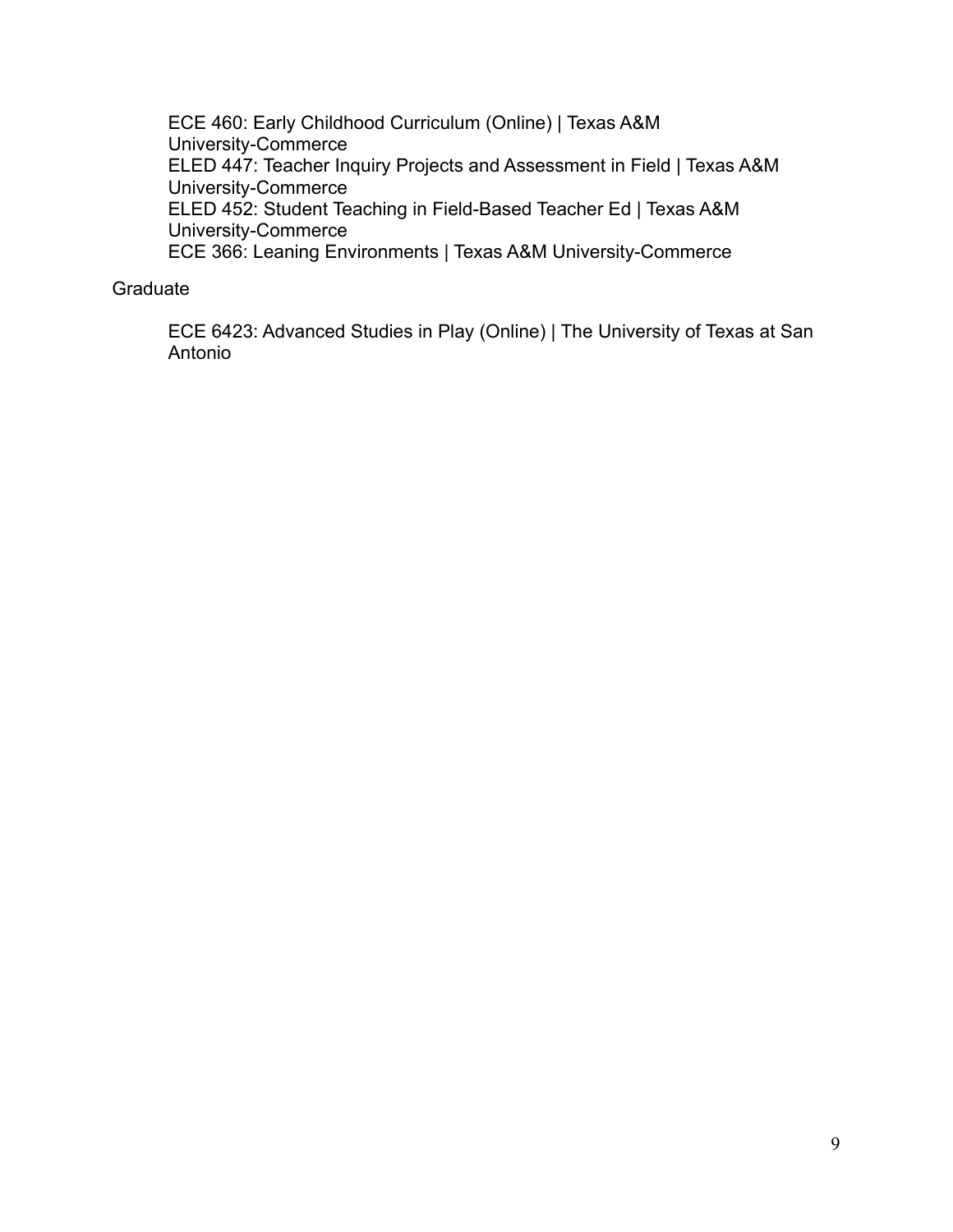ECE 460: Early Childhood Curriculum (Online) | Texas A&M University-Commerce
ELED 447: Teacher Inquiry Projects and Assessment in Field | Texas A&M University-Commerce
ELED 452: Student Teaching in Field-Based Teacher Ed | Texas A&M University-Commerce
ECE 366: Leaning Environments | Texas A&M University-Commerce

Graduate

ECE 6423: Advanced Studies in Play (Online) | The University of Texas at San Antonio